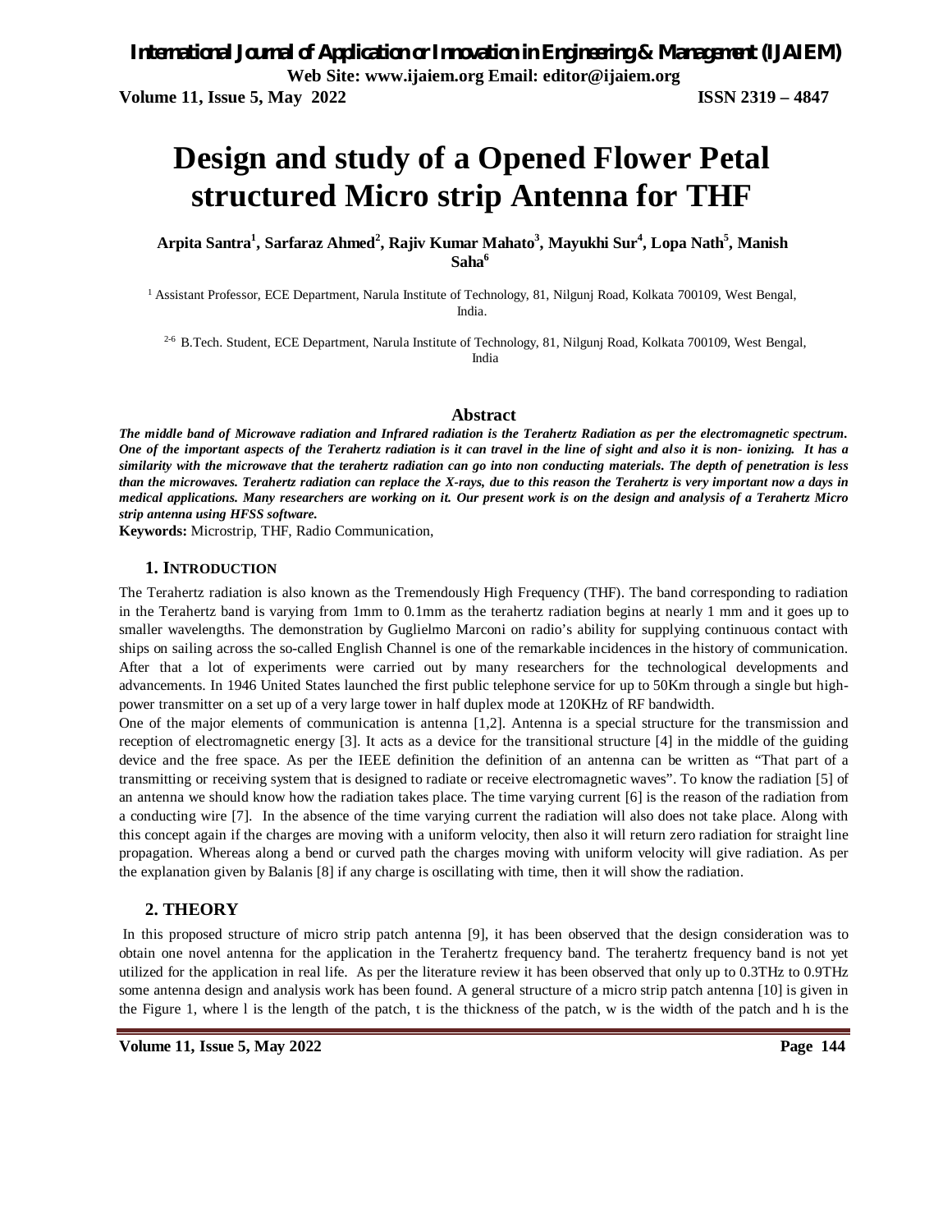# Design and study of a Opened Flower Petal structured Micro strip Antenna for THF

**Arpita Santra[1], Sarfaraz Ahmed[2], Rajiv Kumar Mahato[3], Mayukhi Sur[4], Lopa Nath[5], Manish Saha[6]**

[1] Assistant Professor, ECE Department, Narula Institute of Technology, 81, Nilgunj Road, Kolkata 700109, West Bengal, India.

[2-6] B.Tech. Student, ECE Department, Narula Institute of Technology, 81, Nilgunj Road, Kolkata 700109, West Bengal, India

## Abstract

***The middle band of Microwave radiation and Infrared radiation is the Terahertz Radiation as per the electromagnetic spectrum. One of the important aspects of the Terahertz radiation is it can travel in the line of sight and also it is non- ionizing. It has a similarity with the microwave that the terahertz radiation can go into non conducting materials. The depth of penetration is less than the microwaves. Terahertz radiation can replace the X-rays, due to this reason the Terahertz is very important now a days in medical applications. Many researchers are working on it. Our present work is on the design and analysis of a Terahertz Micro strip antenna using HFSS software.***

**Keywords:** Microstrip, THF, Radio Communication,

## 1. INTRODUCTION

The Terahertz radiation is also known as the Tremendously High Frequency (THF). The band corresponding to radiation in the Terahertz band is varying from 1mm to 0.1mm as the terahertz radiation begins at nearly 1 mm and it goes up to smaller wavelengths. The demonstration by Guglielmo Marconi on radio's ability for supplying continuous contact with ships on sailing across the so-called English Channel is one of the remarkable incidences in the history of communication. After that a lot of experiments were carried out by many researchers for the technological developments and advancements. In 1946 United States launched the first public telephone service for up to 50Km through a single but high-power transmitter on a set up of a very large tower in half duplex mode at 120KHz of RF bandwidth.

One of the major elements of communication is antenna [1,2]. Antenna is a special structure for the transmission and reception of electromagnetic energy [3]. It acts as a device for the transitional structure [4] in the middle of the guiding device and the free space. As per the IEEE definition the definition of an antenna can be written as "That part of a transmitting or receiving system that is designed to radiate or receive electromagnetic waves". To know the radiation [5] of an antenna we should know how the radiation takes place. The time varying current [6] is the reason of the radiation from a conducting wire [7]. In the absence of the time varying current the radiation will also does not take place. Along with this concept again if the charges are moving with a uniform velocity, then also it will return zero radiation for straight line propagation. Whereas along a bend or curved path the charges moving with uniform velocity will give radiation. As per the explanation given by Balanis [8] if any charge is oscillating with time, then it will show the radiation.

## 2. THEORY

In this proposed structure of micro strip patch antenna [9], it has been observed that the design consideration was to obtain one novel antenna for the application in the Terahertz frequency band. The terahertz frequency band is not yet utilized for the application in real life. As per the literature review it has been observed that only up to 0.3THz to 0.9THz some antenna design and analysis work has been found. A general structure of a micro strip patch antenna [10] is given in the Figure 1, where l is the length of the patch, t is the thickness of the patch, w is the width of the patch and h is the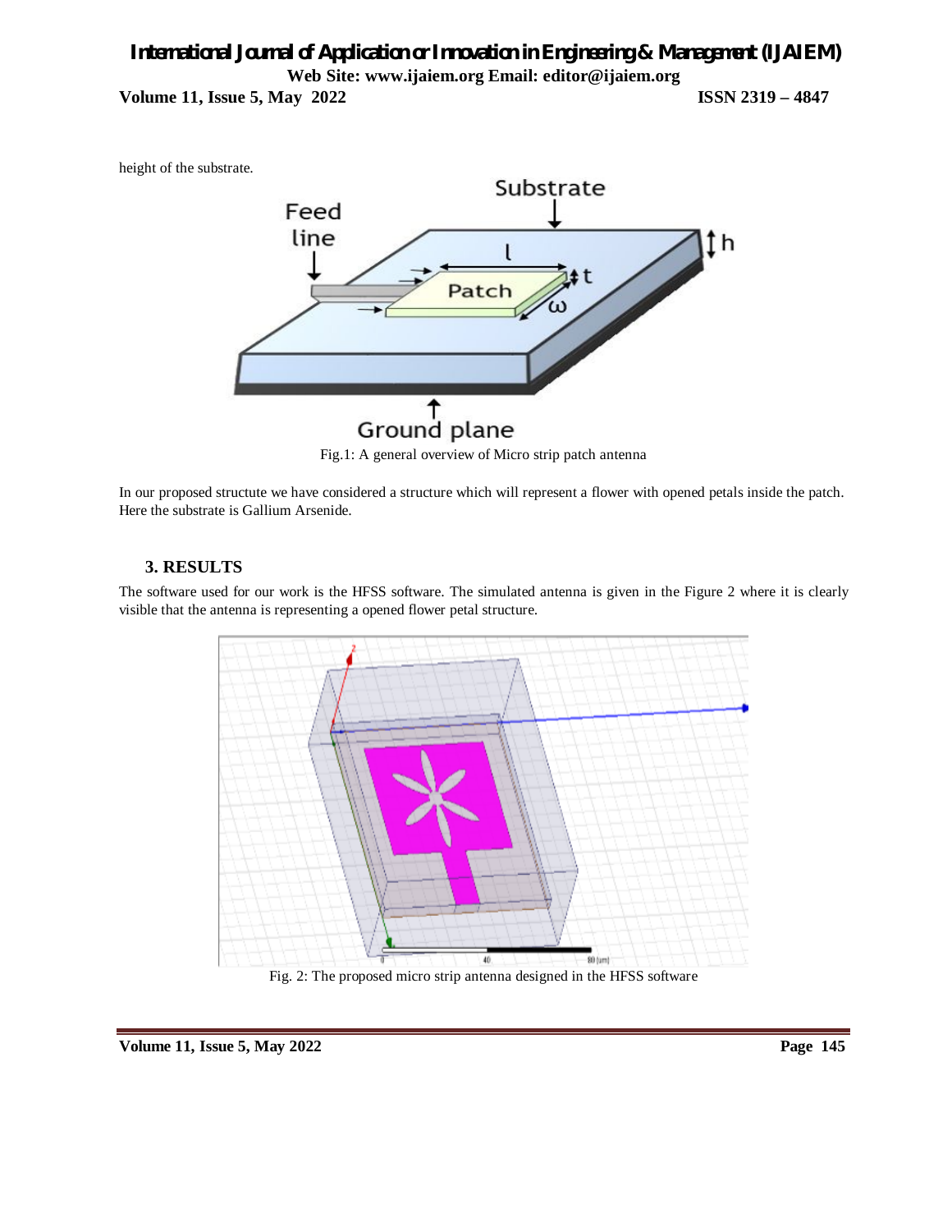height of the substrate.

Fig.1: A general overview of Micro strip patch antenna

In our proposed structute we have considered a structure which will represent a flower with opened petals inside the patch. Here the substrate is Gallium Arsenide.

## 3. RESULTS

The software used for our work is the HFSS software. The simulated antenna is given in the Figure 2 where it is clearly visible that the antenna is representing a opened flower petal structure.

Fig. 2: The proposed micro strip antenna designed in the HFSS software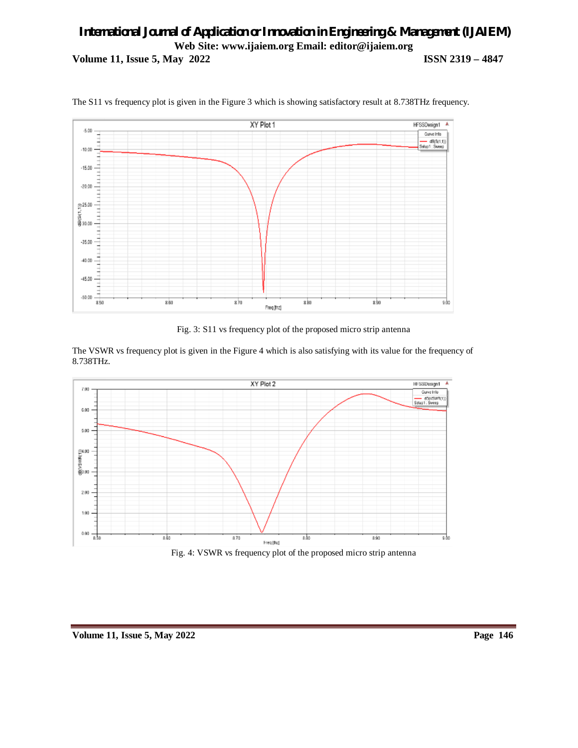The S11 vs frequency plot is given in the Figure 3 which is showing satisfactory result at 8.738THz frequency.

Fig. 3: S11 vs frequency plot of the proposed micro strip antenna

The VSWR vs frequency plot is given in the Figure 4 which is also satisfying with its value for the frequency of 8.738THz.

Fig. 4: VSWR vs frequency plot of the proposed micro strip antenna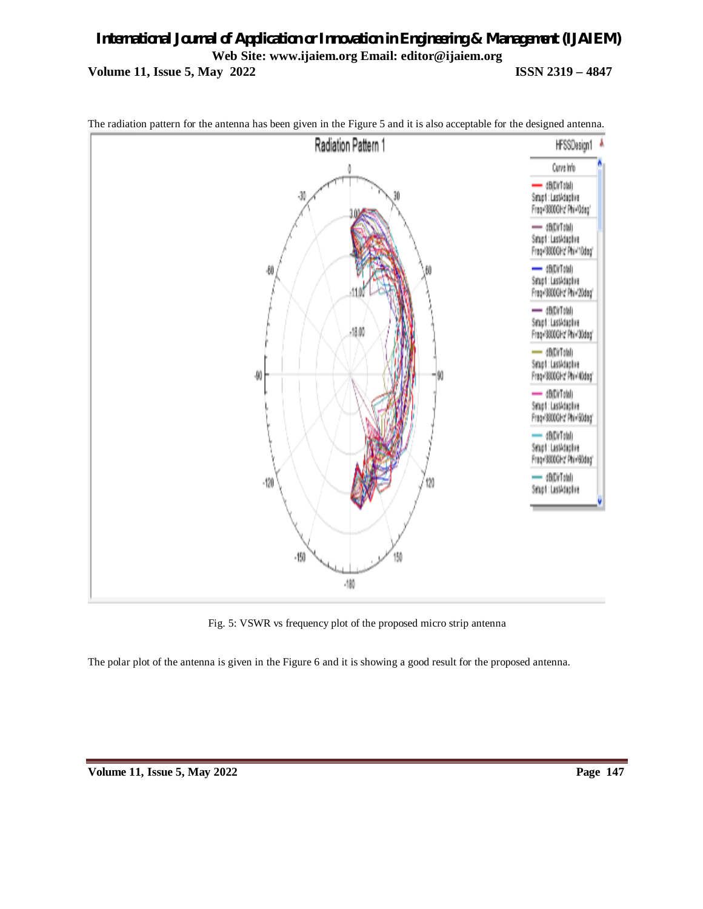The radiation pattern for the antenna has been given in the Figure 5 and it is also acceptable for the designed antenna.

Fig. 5: VSWR vs frequency plot of the proposed micro strip antenna

The polar plot of the antenna is given in the Figure 6 and it is showing a good result for the proposed antenna.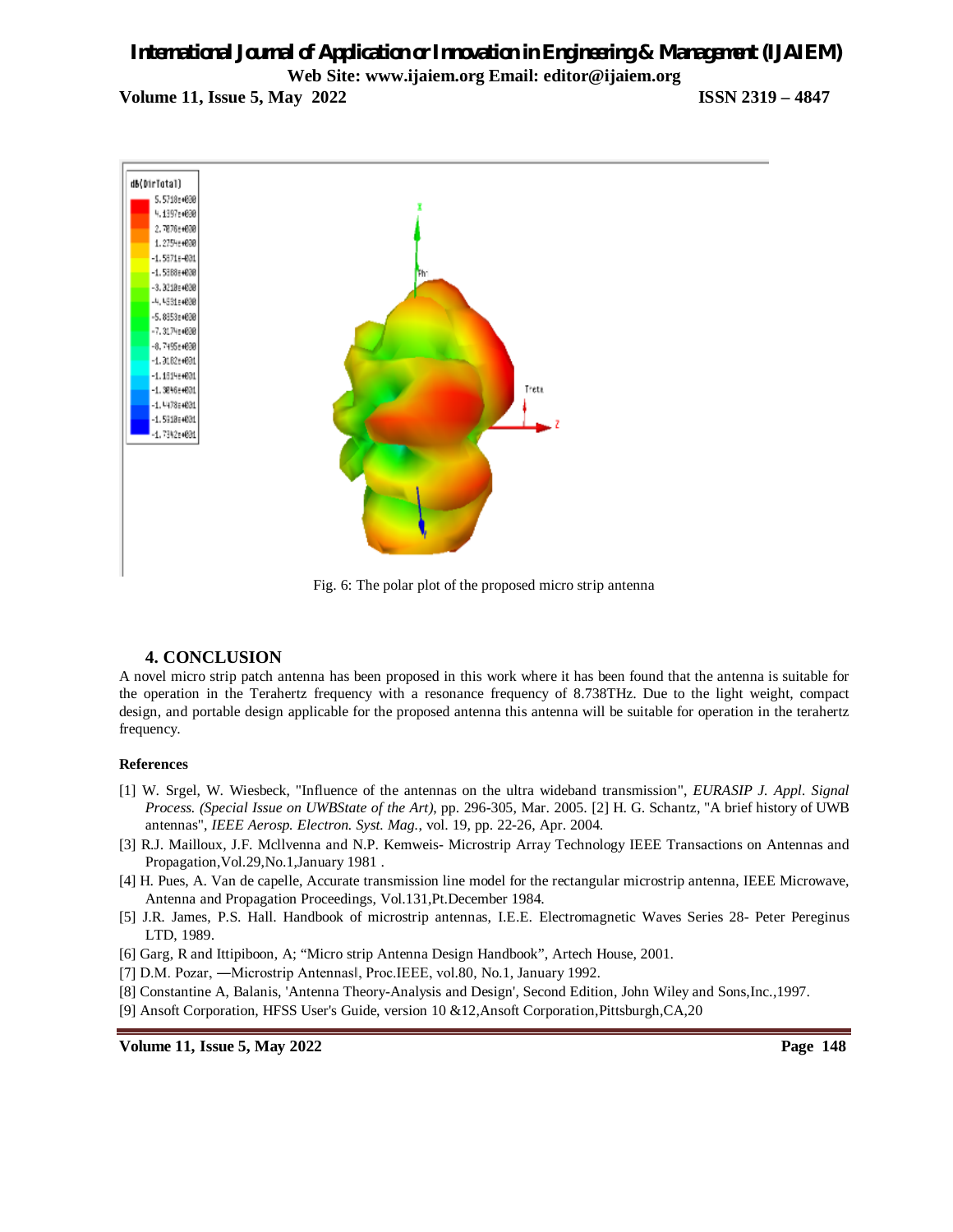Fig. 6: The polar plot of the proposed micro strip antenna

## 4. CONCLUSION

A novel micro strip patch antenna has been proposed in this work where it has been found that the antenna is suitable for the operation in the Terahertz frequency with a resonance frequency of 8.738THz. Due to the light weight, compact design, and portable design applicable for the proposed antenna this antenna will be suitable for operation in the terahertz frequency.

### References

[1] W. Srgel, W. Wiesbeck, "Influence of the antennas on the ultra wideband transmission", *EURASIP J. Appl. Signal Process. (Special Issue on UWBState of the Art)*, pp. 296-305, Mar. 2005. [2] H. G. Schantz, "A brief history of UWB antennas", *IEEE Aerosp. Electron. Syst. Mag.*, vol. 19, pp. 22-26, Apr. 2004.

[3] R.J. Mailloux, J.F. Mcllvenna and N.P. Kemweis- Microstrip Array Technology IEEE Transactions on Antennas and Propagation,Vol.29,No.1,January 1981 .

[4] H. Pues, A. Van de capelle, Accurate transmission line model for the rectangular microstrip antenna, IEEE Microwave, Antenna and Propagation Proceedings, Vol.131,Pt.December 1984.

[5] J.R. James, P.S. Hall. Handbook of microstrip antennas, I.E.E. Electromagnetic Waves Series 28- Peter Pereginus LTD, 1989.

[6] Garg, R and Ittipiboon, A; "Micro strip Antenna Design Handbook", Artech House, 2001.

[7] D.M. Pozar, ―Microstrip Antennas‖, Proc.IEEE, vol.80, No.1, January 1992.

[8] Constantine A, Balanis, 'Antenna Theory-Analysis and Design', Second Edition, John Wiley and Sons,Inc.,1997.

[9] Ansoft Corporation, HFSS User's Guide, version 10 &12,Ansoft Corporation,Pittsburgh,CA,20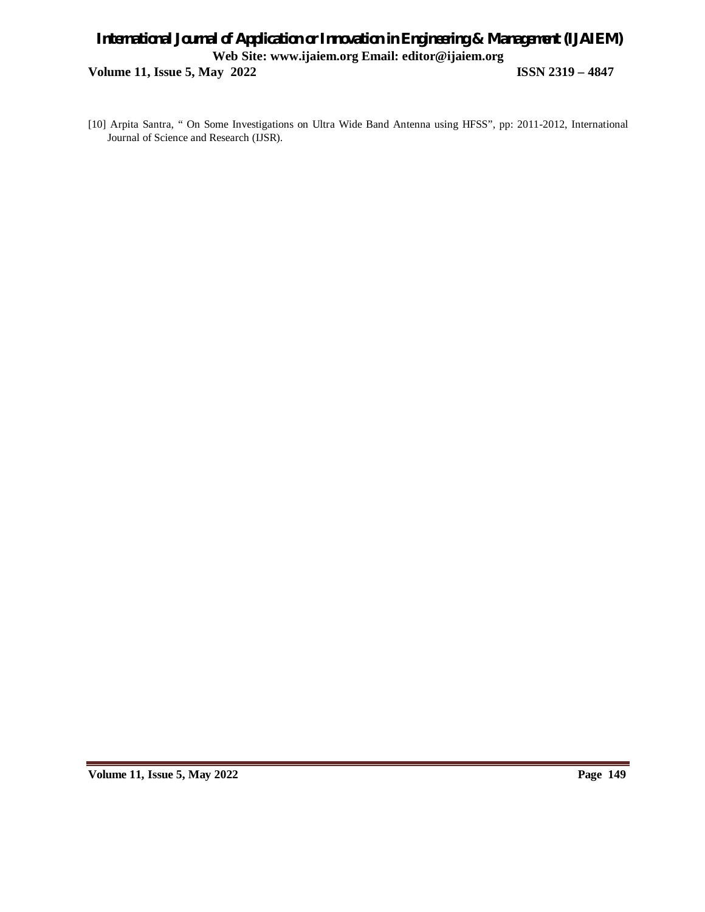[10] Arpita Santra, " On Some Investigations on Ultra Wide Band Antenna using HFSS", pp: 2011-2012, International Journal of Science and Research (IJSR).